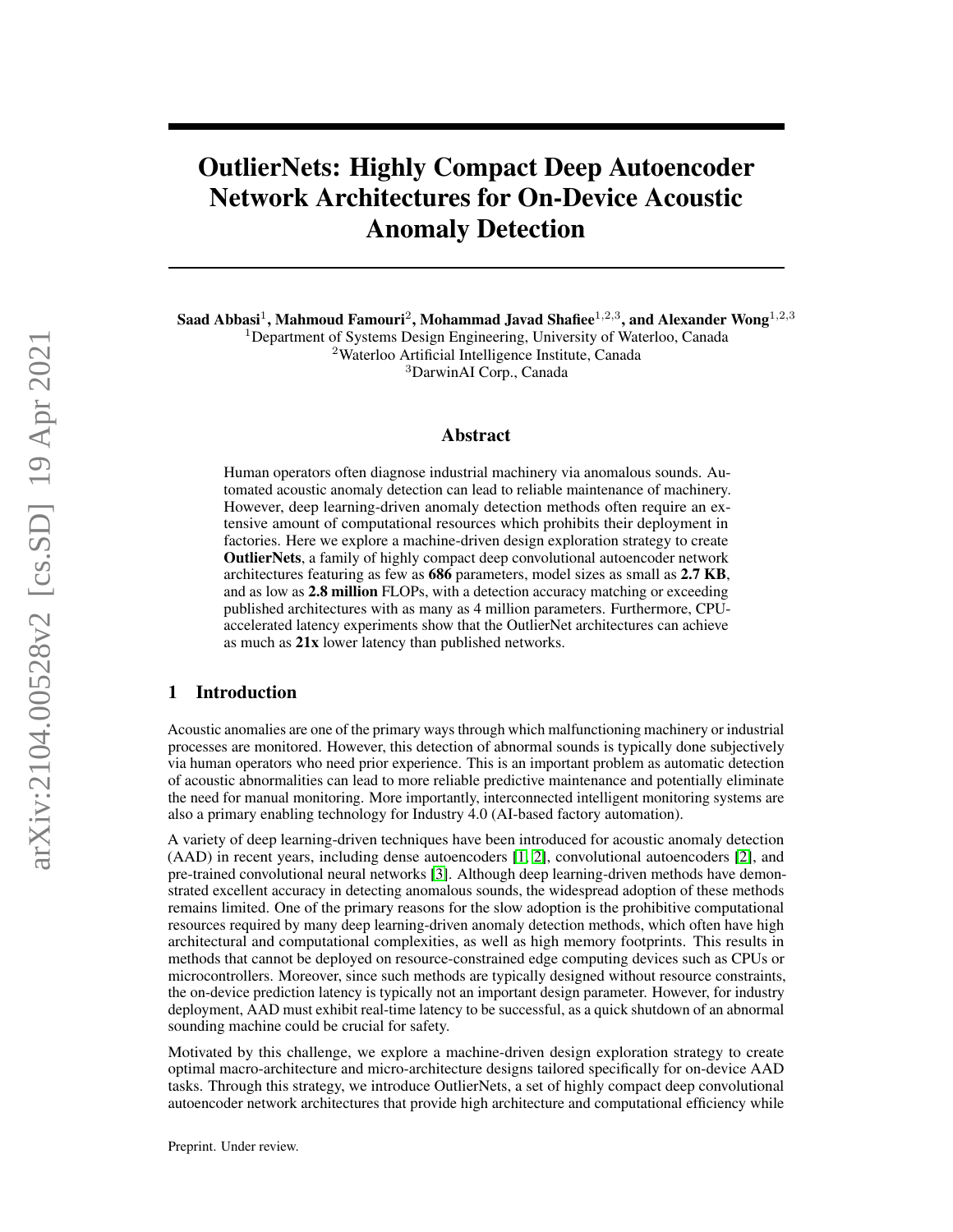# OutlierNets: Highly Compact Deep Autoencoder Network Architectures for On-Device Acoustic Anomaly Detection

**Saad Abbasi**[1], **Mahmoud Famouri**[2], **Mohammad Javad Shafiee**[1,2,3], **and Alexander Wong**[1,2,3]

[1]Department of Systems Design Engineering, University of Waterloo, Canada
[2]Waterloo Artificial Intelligence Institute, Canada
[3]DarwinAI Corp., Canada

## Abstract

Human operators often diagnose industrial machinery via anomalous sounds. Automated acoustic anomaly detection can lead to reliable maintenance of machinery. However, deep learning-driven anomaly detection methods often require an extensive amount of computational resources which prohibits their deployment in factories. Here we explore a machine-driven design exploration strategy to create **OutlierNets**, a family of highly compact deep convolutional autoencoder network architectures featuring as few as **686** parameters, model sizes as small as **2.7 KB**, and as low as **2.8 million** FLOPs, with a detection accuracy matching or exceeding published architectures with as many as 4 million parameters. Furthermore, CPU-accelerated latency experiments show that the OutlierNet architectures can achieve as much as **21x** lower latency than published networks.

## 1 Introduction

Acoustic anomalies are one of the primary ways through which malfunctioning machinery or industrial processes are monitored. However, this detection of abnormal sounds is typically done subjectively via human operators who need prior experience. This is an important problem as automatic detection of acoustic abnormalities can lead to more reliable predictive maintenance and potentially eliminate the need for manual monitoring. More importantly, interconnected intelligent monitoring systems are also a primary enabling technology for Industry 4.0 (AI-based factory automation).

A variety of deep learning-driven techniques have been introduced for acoustic anomaly detection (AAD) in recent years, including dense autoencoders [1, 2], convolutional autoencoders [2], and pre-trained convolutional neural networks [3]. Although deep learning-driven methods have demonstrated excellent accuracy in detecting anomalous sounds, the widespread adoption of these methods remains limited. One of the primary reasons for the slow adoption is the prohibitive computational resources required by many deep learning-driven anomaly detection methods, which often have high architectural and computational complexities, as well as high memory footprints. This results in methods that cannot be deployed on resource-constrained edge computing devices such as CPUs or microcontrollers. Moreover, since such methods are typically designed without resource constraints, the on-device prediction latency is typically not an important design parameter. However, for industry deployment, AAD must exhibit real-time latency to be successful, as a quick shutdown of an abnormal sounding machine could be crucial for safety.

Motivated by this challenge, we explore a machine-driven design exploration strategy to create optimal macro-architecture and micro-architecture designs tailored specifically for on-device AAD tasks. Through this strategy, we introduce OutlierNets, a set of highly compact deep convolutional autoencoder network architectures that provide high architecture and computational efficiency while

Preprint. Under review.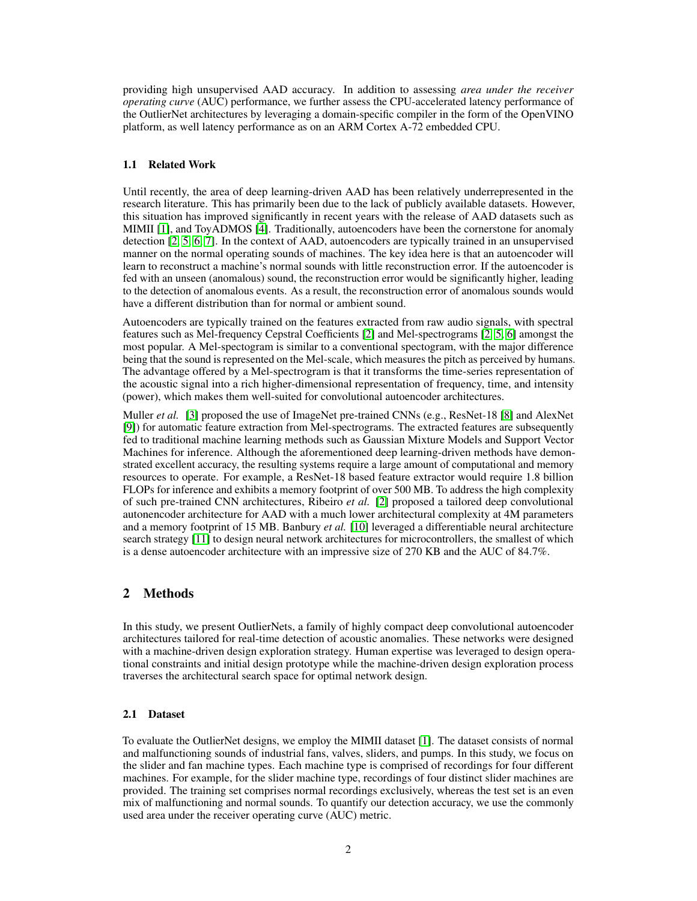providing high unsupervised AAD accuracy. In addition to assessing *area under the receiver operating curve* (AUC) performance, we further assess the CPU-accelerated latency performance of the OutlierNet architectures by leveraging a domain-specific compiler in the form of the OpenVINO platform, as well latency performance as on an ARM Cortex A-72 embedded CPU.

### 1.1 Related Work

Until recently, the area of deep learning-driven AAD has been relatively underrepresented in the research literature. This has primarily been due to the lack of publicly available datasets. However, this situation has improved significantly in recent years with the release of AAD datasets such as MIMII [1], and ToyADMOS [4]. Traditionally, autoencoders have been the cornerstone for anomaly detection [2, 5, 6, 7]. In the context of AAD, autoencoders are typically trained in an unsupervised manner on the normal operating sounds of machines. The key idea here is that an autoencoder will learn to reconstruct a machine's normal sounds with little reconstruction error. If the autoencoder is fed with an unseen (anomalous) sound, the reconstruction error would be significantly higher, leading to the detection of anomalous events. As a result, the reconstruction error of anomalous sounds would have a different distribution than for normal or ambient sound.

Autoencoders are typically trained on the features extracted from raw audio signals, with spectral features such as Mel-frequency Cepstral Coefficients [2] and Mel-spectrograms [2, 5, 6] amongst the most popular. A Mel-spectogram is similar to a conventional spectogram, with the major difference being that the sound is represented on the Mel-scale, which measures the pitch as perceived by humans. The advantage offered by a Mel-spectrogram is that it transforms the time-series representation of the acoustic signal into a rich higher-dimensional representation of frequency, time, and intensity (power), which makes them well-suited for convolutional autoencoder architectures.

Muller *et al.* [3] proposed the use of ImageNet pre-trained CNNs (e.g., ResNet-18 [8] and AlexNet [9]) for automatic feature extraction from Mel-spectrograms. The extracted features are subsequently fed to traditional machine learning methods such as Gaussian Mixture Models and Support Vector Machines for inference. Although the aforementioned deep learning-driven methods have demonstrated excellent accuracy, the resulting systems require a large amount of computational and memory resources to operate. For example, a ResNet-18 based feature extractor would require 1.8 billion FLOPs for inference and exhibits a memory footprint of over 500 MB. To address the high complexity of such pre-trained CNN architectures, Ribeiro *et al.* [2] proposed a tailored deep convolutional autonencoder architecture for AAD with a much lower architectural complexity at 4M parameters and a memory footprint of 15 MB. Banbury *et al.* [10] leveraged a differentiable neural architecture search strategy [11] to design neural network architectures for microcontrollers, the smallest of which is a dense autoencoder architecture with an impressive size of 270 KB and the AUC of 84.7%.

## 2 Methods

In this study, we present OutlierNets, a family of highly compact deep convolutional autoencoder architectures tailored for real-time detection of acoustic anomalies. These networks were designed with a machine-driven design exploration strategy. Human expertise was leveraged to design operational constraints and initial design prototype while the machine-driven design exploration process traverses the architectural search space for optimal network design.

### 2.1 Dataset

To evaluate the OutlierNet designs, we employ the MIMII dataset [1]. The dataset consists of normal and malfunctioning sounds of industrial fans, valves, sliders, and pumps. In this study, we focus on the slider and fan machine types. Each machine type is comprised of recordings for four different machines. For example, for the slider machine type, recordings of four distinct slider machines are provided. The training set comprises normal recordings exclusively, whereas the test set is an even mix of malfunctioning and normal sounds. To quantify our detection accuracy, we use the commonly used area under the receiver operating curve (AUC) metric.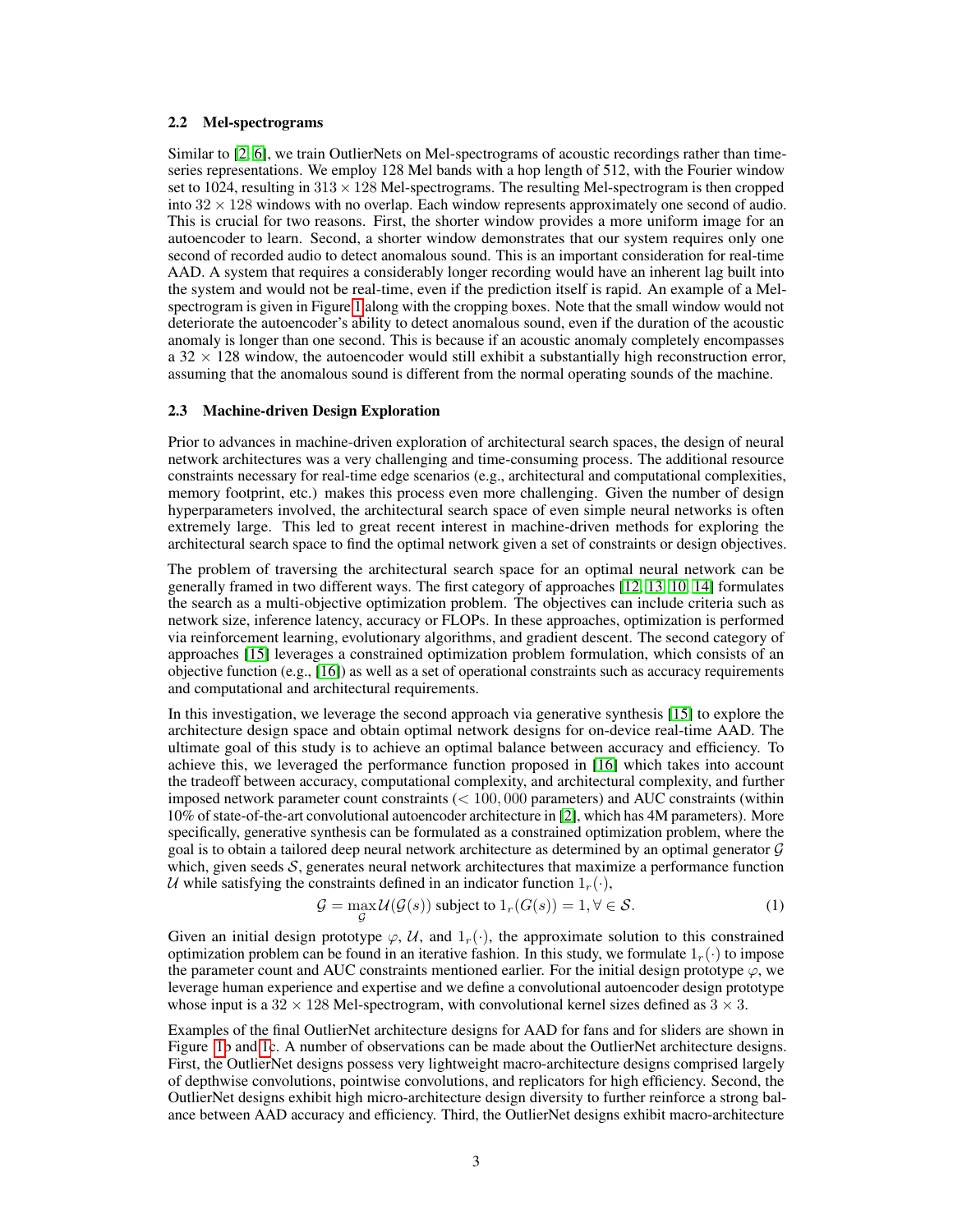### 2.2 Mel-spectrograms

Similar to [2, 6], we train OutlierNets on Mel-spectrograms of acoustic recordings rather than time-series representations. We employ 128 Mel bands with a hop length of 512, with the Fourier window set to 1024, resulting in $313 \times 128$ Mel-spectrograms. The resulting Mel-spectrogram is then cropped into $32 \times 128$ windows with no overlap. Each window represents approximately one second of audio. This is crucial for two reasons. First, the shorter window provides a more uniform image for an autoencoder to learn. Second, a shorter window demonstrates that our system requires only one second of recorded audio to detect anomalous sound. This is an important consideration for real-time AAD. A system that requires a considerably longer recording would have an inherent lag built into the system and would not be real-time, even if the prediction itself is rapid. An example of a Mel-spectrogram is given in Figure 1 along with the cropping boxes. Note that the small window would not deteriorate the autoencoder's ability to detect anomalous sound, even if the duration of the acoustic anomaly is longer than one second. This is because if an acoustic anomaly completely encompasses a $32 \times 128$ window, the autoencoder would still exhibit a substantially high reconstruction error, assuming that the anomalous sound is different from the normal operating sounds of the machine.

### 2.3 Machine-driven Design Exploration

Prior to advances in machine-driven exploration of architectural search spaces, the design of neural network architectures was a very challenging and time-consuming process. The additional resource constraints necessary for real-time edge scenarios (e.g., architectural and computational complexities, memory footprint, etc.) makes this process even more challenging. Given the number of design hyperparameters involved, the architectural search space of even simple neural networks is often extremely large. This led to great recent interest in machine-driven methods for exploring the architectural search space to find the optimal network given a set of constraints or design objectives.

The problem of traversing the architectural search space for an optimal neural network can be generally framed in two different ways. The first category of approaches [12, 13, 10, 14] formulates the search as a multi-objective optimization problem. The objectives can include criteria such as network size, inference latency, accuracy or FLOPs. In these approaches, optimization is performed via reinforcement learning, evolutionary algorithms, and gradient descent. The second category of approaches [15] leverages a constrained optimization problem formulation, which consists of an objective function (e.g., [16]) as well as a set of operational constraints such as accuracy requirements and computational and architectural requirements.

In this investigation, we leverage the second approach via generative synthesis [15] to explore the architecture design space and obtain optimal network designs for on-device real-time AAD. The ultimate goal of this study is to achieve an optimal balance between accuracy and efficiency. To achieve this, we leveraged the performance function proposed in [16] which takes into account the tradeoff between accuracy, computational complexity, and architectural complexity, and further imposed network parameter count constraints ($< 100,000$ parameters) and AUC constraints (within 10% of state-of-the-art convolutional autoencoder architecture in [2], which has 4M parameters). More specifically, generative synthesis can be formulated as a constrained optimization problem, where the goal is to obtain a tailored deep neural network architecture as determined by an optimal generator $\mathcal{G}$ which, given seeds $\mathcal{S}$, generates neural network architectures that maximize a performance function $\mathcal{U}$ while satisfying the constraints defined in an indicator function $1_r(\cdot)$,

$$\mathcal{G} = \max_{\mathcal{G}} \mathcal{U}(\mathcal{G}(s)) \text{ subject to } 1_r(G(s)) = 1, \forall \in \mathcal{S}. \quad (1)$$

Given an initial design prototype $\varphi$, $\mathcal{U}$, and $1_r(\cdot)$, the approximate solution to this constrained optimization problem can be found in an iterative fashion. In this study, we formulate $1_r(\cdot)$ to impose the parameter count and AUC constraints mentioned earlier. For the initial design prototype $\varphi$, we leverage human experience and expertise and we define a convolutional autoencoder design prototype whose input is a $32 \times 128$ Mel-spectrogram, with convolutional kernel sizes defined as $3 \times 3$.

Examples of the final OutlierNet architecture designs for AAD for fans and for sliders are shown in Figure 1b and 1c. A number of observations can be made about the OutlierNet architecture designs. First, the OutlierNet designs possess very lightweight macro-architecture designs comprised largely of depthwise convolutions, pointwise convolutions, and replicators for high efficiency. Second, the OutlierNet designs exhibit high micro-architecture design diversity to further reinforce a strong balance between AAD accuracy and efficiency. Third, the OutlierNet designs exhibit macro-architecture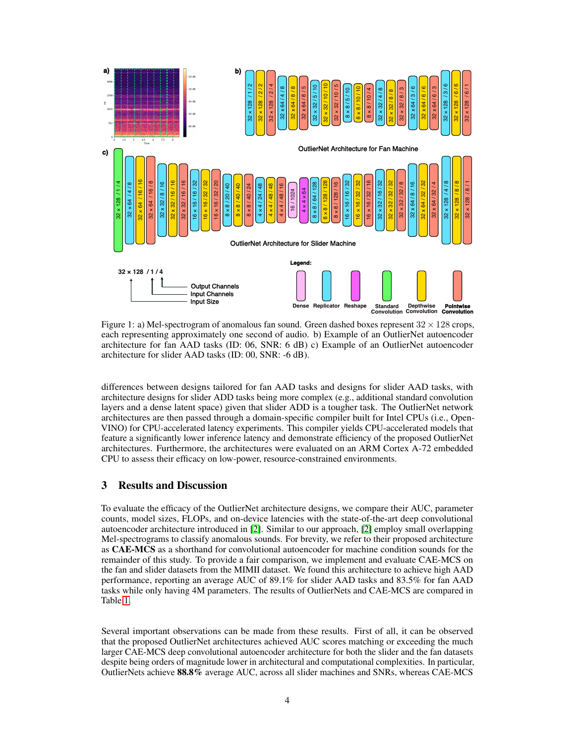Figure 1: a) Mel-spectrogram of anomalous fan sound. Green dashed boxes represent $32 \times 128$ crops, each representing approximately one second of audio. b) Example of an OutlierNet autoencoder architecture for fan AAD tasks (ID: 06, SNR: 6 dB) c) Example of an OutlierNet autoencoder architecture for slider AAD tasks (ID: 00, SNR: -6 dB).

differences between designs tailored for fan AAD tasks and designs for slider AAD tasks, with architecture designs for slider ADD tasks being more complex (e.g., additional standard convolution layers and a dense latent space) given that slider ADD is a tougher task. The OutlierNet network architectures are then passed through a domain-specific compiler built for Intel CPUs (i.e., OpenVINO) for CPU-accelerated latency experiments. This compiler yields CPU-accelerated models that feature a significantly lower inference latency and demonstrate efficiency of the proposed OutlierNet architectures. Furthermore, the architectures were evaluated on an ARM Cortex A-72 embedded CPU to assess their efficacy on low-power, resource-constrained environments.

## 3 Results and Discussion

To evaluate the efficacy of the OutlierNet architecture designs, we compare their AUC, parameter counts, model sizes, FLOPs, and on-device latencies with the state-of-the-art deep convolutional autoencoder architecture introduced in [2]. Similar to our approach, [2] employ small overlapping Mel-spectrograms to classify anomalous sounds. For brevity, we refer to their proposed architecture as **CAE-MCS** as a shorthand for convolutional autoencoder for machine condition sounds for the remainder of this study. To provide a fair comparison, we implement and evaluate CAE-MCS on the fan and slider datasets from the MIMII dataset. We found this architecture to achieve high AAD performance, reporting an average AUC of 89.1% for slider AAD tasks and 83.5% for fan AAD tasks while only having 4M parameters. The results of OutlierNets and CAE-MCS are compared in Table 1.

Several important observations can be made from these results. First of all, it can be observed that the proposed OutlierNet architectures achieved AUC scores matching or exceeding the much larger CAE-MCS deep convolutional autoencoder architecture for both the slider and the fan datasets despite being orders of magnitude lower in architectural and computational complexities. In particular, OutlierNets achieve **88.8%** average AUC, across all slider machines and SNRs, whereas CAE-MCS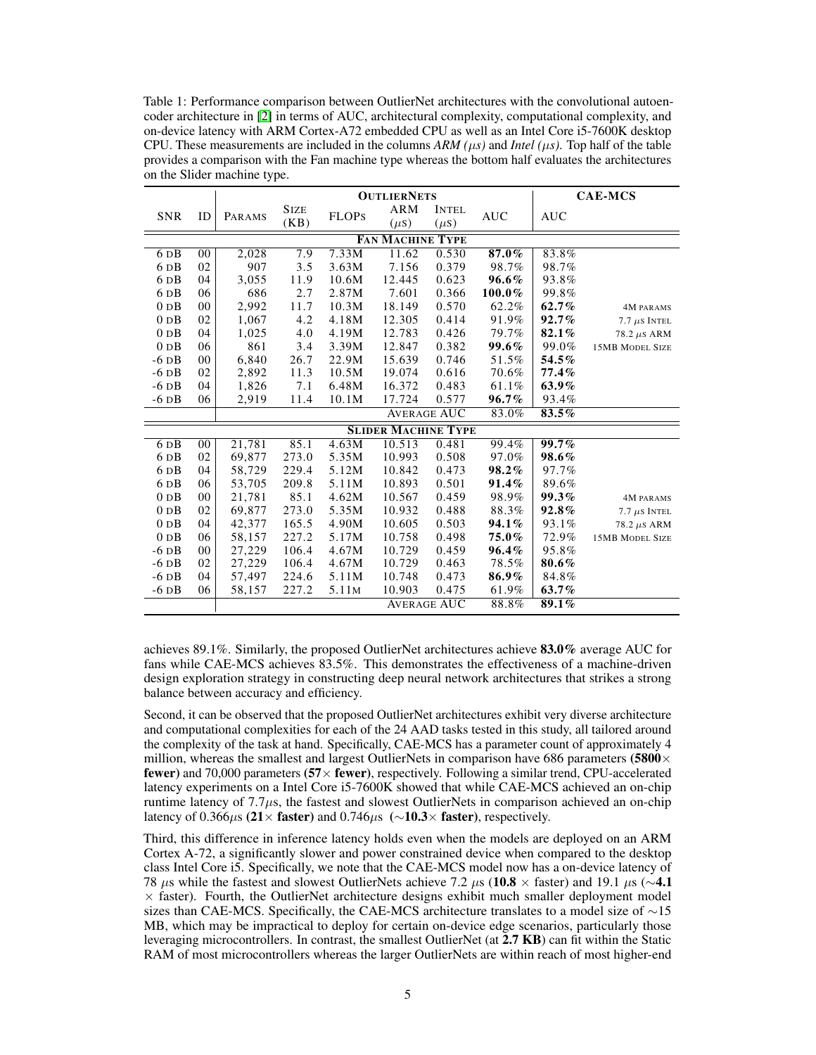Table 1: Performance comparison between OutlierNet architectures with the convolutional autoencoder architecture in [2] in terms of AUC, architectural complexity, computational complexity, and on-device latency with ARM Cortex-A72 embedded CPU as well as an Intel Core i5-7600K desktop CPU. These measurements are included in the columns *ARM (µs)* and *Intel (µs)*. Top half of the table provides a comparison with the Fan machine type whereas the bottom half evaluates the architectures on the Slider machine type.

| | | OutlierNets | | | | | | CAE-MCS | |
|---|---|---|---|---|---|---|---|---|---|
| SNR | ID | Params | Size (KB) | FLOPs | ARM (µs) | Intel (µs) | AUC | AUC | |
| **Fan Machine Type** | | | | | | | | | |
| 6 dB | 00 | 2,028 | 7.9 | 7.33M | 11.62 | 0.530 | **87.0%** | 83.8% | |
| 6 dB | 02 | 907 | 3.5 | 3.63M | 7.156 | 0.379 | 98.7% | 98.7% | |
| 6 dB | 04 | 3,055 | 11.9 | 10.6M | 12.445 | 0.623 | **96.6%** | 93.8% | |
| 6 dB | 06 | 686 | 2.7 | 2.87M | 7.601 | 0.366 | **100.0%** | 99.8% | |
| 0 dB | 00 | 2,992 | 11.7 | 10.3M | 18.149 | 0.570 | 62.2% | **62.7%** | 4M params |
| 0 dB | 02 | 1,067 | 4.2 | 4.18M | 12.305 | 0.414 | 91.9% | **92.7%** | 7.7 µs Intel |
| 0 dB | 04 | 1,025 | 4.0 | 4.19M | 12.783 | 0.426 | 79.7% | **82.1%** | 78.2 µs ARM |
| 0 dB | 06 | 861 | 3.4 | 3.39M | 12.847 | 0.382 | **99.6%** | 99.0% | 15MB Model Size |
| -6 dB | 00 | 6,840 | 26.7 | 22.9M | 15.639 | 0.746 | 51.5% | **54.5%** | |
| -6 dB | 02 | 2,892 | 11.3 | 10.5M | 19.074 | 0.616 | 70.6% | **77.4%** | |
| -6 dB | 04 | 1,826 | 7.1 | 6.48M | 16.372 | 0.483 | 61.1% | **63.9%** | |
| -6 dB | 06 | 2,919 | 11.4 | 10.1M | 17.724 | 0.577 | **96.7%** | 93.4% | |
| | | | | | Average AUC | | 83.0% | **83.5%** | |
| **Slider Machine Type** | | | | | | | | | |
| 6 dB | 00 | 21,781 | 85.1 | 4.63M | 10.513 | 0.481 | 99.4% | **99.7%** | |
| 6 dB | 02 | 69,877 | 273.0 | 5.35M | 10.993 | 0.508 | 97.0% | **98.6%** | |
| 6 dB | 04 | 58,729 | 229.4 | 5.12M | 10.842 | 0.473 | **98.2%** | 97.7% | |
| 6 dB | 06 | 53,705 | 209.8 | 5.11M | 10.893 | 0.501 | **91.4%** | 89.6% | |
| 0 dB | 00 | 21,781 | 85.1 | 4.62M | 10.567 | 0.459 | 98.9% | **99.3%** | 4M params |
| 0 dB | 02 | 69,877 | 273.0 | 5.35M | 10.932 | 0.488 | 88.3% | **92.8%** | 7.7 µs Intel |
| 0 dB | 04 | 42,377 | 165.5 | 4.90M | 10.605 | 0.503 | **94.1%** | 93.1% | 78.2 µs ARM |
| 0 dB | 06 | 58,157 | 227.2 | 5.17M | 10.758 | 0.498 | **75.0%** | 72.9% | 15MB Model Size |
| -6 dB | 00 | 27,229 | 106.4 | 4.67M | 10.729 | 0.459 | **96.4%** | 95.8% | |
| -6 dB | 02 | 27,229 | 106.4 | 4.67M | 10.729 | 0.463 | 78.5% | **80.6%** | |
| -6 dB | 04 | 57,497 | 224.6 | 5.11M | 10.748 | 0.473 | **86.9%** | 84.8% | |
| -6 dB | 06 | 58,157 | 227.2 | 5.11M | 10.903 | 0.475 | 61.9% | **63.7%** | |
| | | | | | Average AUC | | 88.8% | **89.1%** | |

achieves 89.1%. Similarly, the proposed OutlierNet architectures achieve **83.0%** average AUC for fans while CAE-MCS achieves 83.5%. This demonstrates the effectiveness of a machine-driven design exploration strategy in constructing deep neural network architectures that strikes a strong balance between accuracy and efficiency.

Second, it can be observed that the proposed OutlierNet architectures exhibit very diverse architecture and computational complexities for each of the 24 AAD tasks tested in this study, all tailored around the complexity of the task at hand. Specifically, CAE-MCS has a parameter count of approximately 4 million, whereas the smallest and largest OutlierNets in comparison have 686 parameters (**5800× fewer**) and 70,000 parameters (**57× fewer**), respectively. Following a similar trend, CPU-accelerated latency experiments on a Intel Core i5-7600K showed that while CAE-MCS achieved an on-chip runtime latency of 7.7µs, the fastest and slowest OutlierNets in comparison achieved an on-chip latency of 0.366µs (**21× faster**) and 0.746µs (∼**10.3× faster**), respectively.

Third, this difference in inference latency holds even when the models are deployed on an ARM Cortex A-72, a significantly slower and power constrained device when compared to the desktop class Intel Core i5. Specifically, we note that the CAE-MCS model now has a on-device latency of 78 µs while the fastest and slowest OutlierNets achieve 7.2 µs (**10.8 ×** faster) and 19.1 µs (∼**4.1** × faster). Fourth, the OutlierNet architecture designs exhibit much smaller deployment model sizes than CAE-MCS. Specifically, the CAE-MCS architecture translates to a model size of ∼15 MB, which may be impractical to deploy for certain on-device edge scenarios, particularly those leveraging microcontrollers. In contrast, the smallest OutlierNet (at **2.7 KB**) can fit within the Static RAM of most microcontrollers whereas the larger OutlierNets are within reach of most higher-end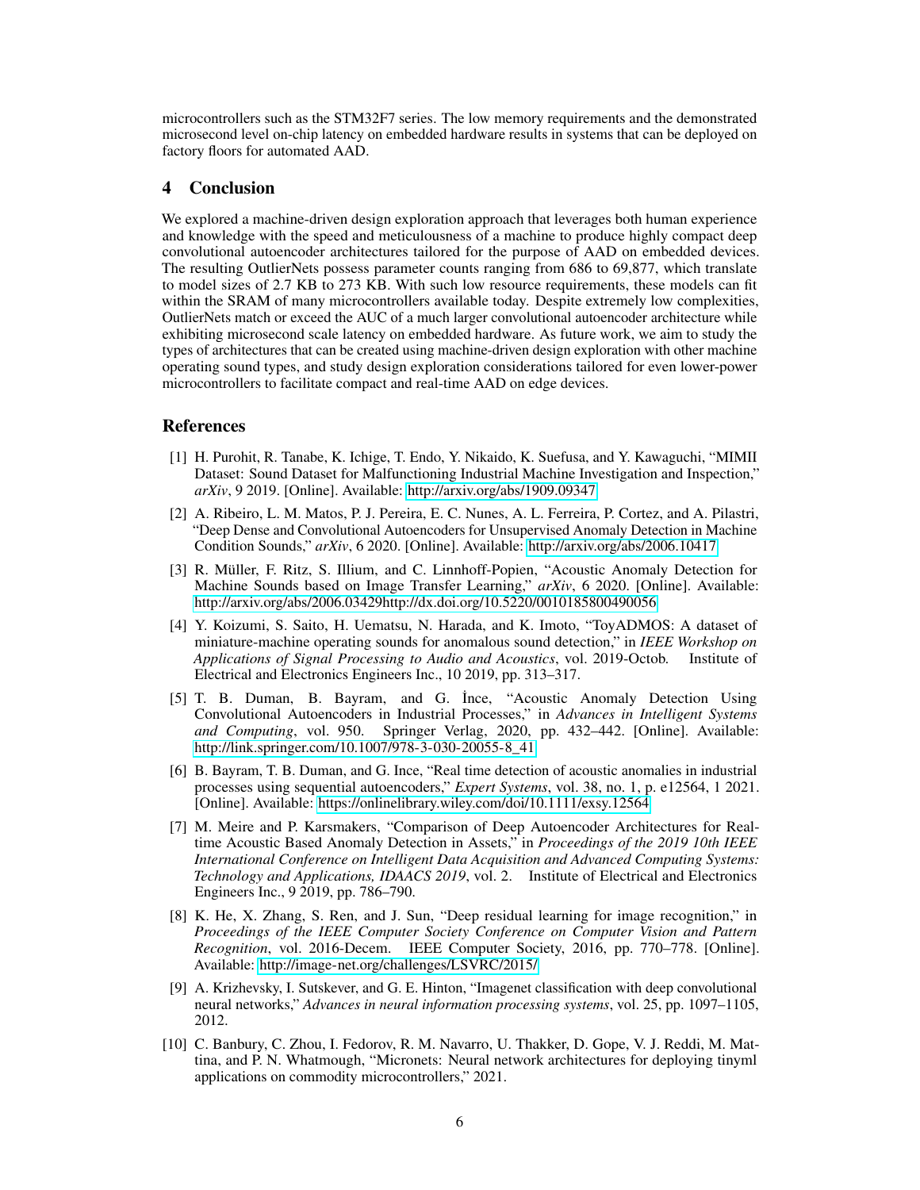microcontrollers such as the STM32F7 series. The low memory requirements and the demonstrated microsecond level on-chip latency on embedded hardware results in systems that can be deployed on factory floors for automated AAD.

## 4 Conclusion

We explored a machine-driven design exploration approach that leverages both human experience and knowledge with the speed and meticulousness of a machine to produce highly compact deep convolutional autoencoder architectures tailored for the purpose of AAD on embedded devices. The resulting OutlierNets possess parameter counts ranging from 686 to 69,877, which translate to model sizes of 2.7 KB to 273 KB. With such low resource requirements, these models can fit within the SRAM of many microcontrollers available today. Despite extremely low complexities, OutlierNets match or exceed the AUC of a much larger convolutional autoencoder architecture while exhibiting microsecond scale latency on embedded hardware. As future work, we aim to study the types of architectures that can be created using machine-driven design exploration with other machine operating sound types, and study design exploration considerations tailored for even lower-power microcontrollers to facilitate compact and real-time AAD on edge devices.

## References

[1] H. Purohit, R. Tanabe, K. Ichige, T. Endo, Y. Nikaido, K. Suefusa, and Y. Kawaguchi, "MIMII Dataset: Sound Dataset for Malfunctioning Industrial Machine Investigation and Inspection," *arXiv*, 9 2019. [Online]. Available: http://arxiv.org/abs/1909.09347

[2] A. Ribeiro, L. M. Matos, P. J. Pereira, E. C. Nunes, A. L. Ferreira, P. Cortez, and A. Pilastri, "Deep Dense and Convolutional Autoencoders for Unsupervised Anomaly Detection in Machine Condition Sounds," *arXiv*, 6 2020. [Online]. Available: http://arxiv.org/abs/2006.10417

[3] R. Müller, F. Ritz, S. Illium, and C. Linnhoff-Popien, "Acoustic Anomaly Detection for Machine Sounds based on Image Transfer Learning," *arXiv*, 6 2020. [Online]. Available: http://arxiv.org/abs/2006.03429http://dx.doi.org/10.5220/0010185800490056

[4] Y. Koizumi, S. Saito, H. Uematsu, N. Harada, and K. Imoto, "ToyADMOS: A dataset of miniature-machine operating sounds for anomalous sound detection," in *IEEE Workshop on Applications of Signal Processing to Audio and Acoustics*, vol. 2019-Octob. Institute of Electrical and Electronics Engineers Inc., 10 2019, pp. 313–317.

[5] T. B. Duman, B. Bayram, and G. İnce, "Acoustic Anomaly Detection Using Convolutional Autoencoders in Industrial Processes," in *Advances in Intelligent Systems and Computing*, vol. 950. Springer Verlag, 2020, pp. 432–442. [Online]. Available: http://link.springer.com/10.1007/978-3-030-20055-8_41

[6] B. Bayram, T. B. Duman, and G. Ince, "Real time detection of acoustic anomalies in industrial processes using sequential autoencoders," *Expert Systems*, vol. 38, no. 1, p. e12564, 1 2021. [Online]. Available: https://onlinelibrary.wiley.com/doi/10.1111/exsy.12564

[7] M. Meire and P. Karsmakers, "Comparison of Deep Autoencoder Architectures for Real-time Acoustic Based Anomaly Detection in Assets," in *Proceedings of the 2019 10th IEEE International Conference on Intelligent Data Acquisition and Advanced Computing Systems: Technology and Applications, IDAACS 2019*, vol. 2. Institute of Electrical and Electronics Engineers Inc., 9 2019, pp. 786–790.

[8] K. He, X. Zhang, S. Ren, and J. Sun, "Deep residual learning for image recognition," in *Proceedings of the IEEE Computer Society Conference on Computer Vision and Pattern Recognition*, vol. 2016-Decem. IEEE Computer Society, 2016, pp. 770–778. [Online]. Available: http://image-net.org/challenges/LSVRC/2015/

[9] A. Krizhevsky, I. Sutskever, and G. E. Hinton, "Imagenet classification with deep convolutional neural networks," *Advances in neural information processing systems*, vol. 25, pp. 1097–1105, 2012.

[10] C. Banbury, C. Zhou, I. Fedorov, R. M. Navarro, U. Thakker, D. Gope, V. J. Reddi, M. Mattina, and P. N. Whatmough, "Micronets: Neural network architectures for deploying tinyml applications on commodity microcontrollers," 2021.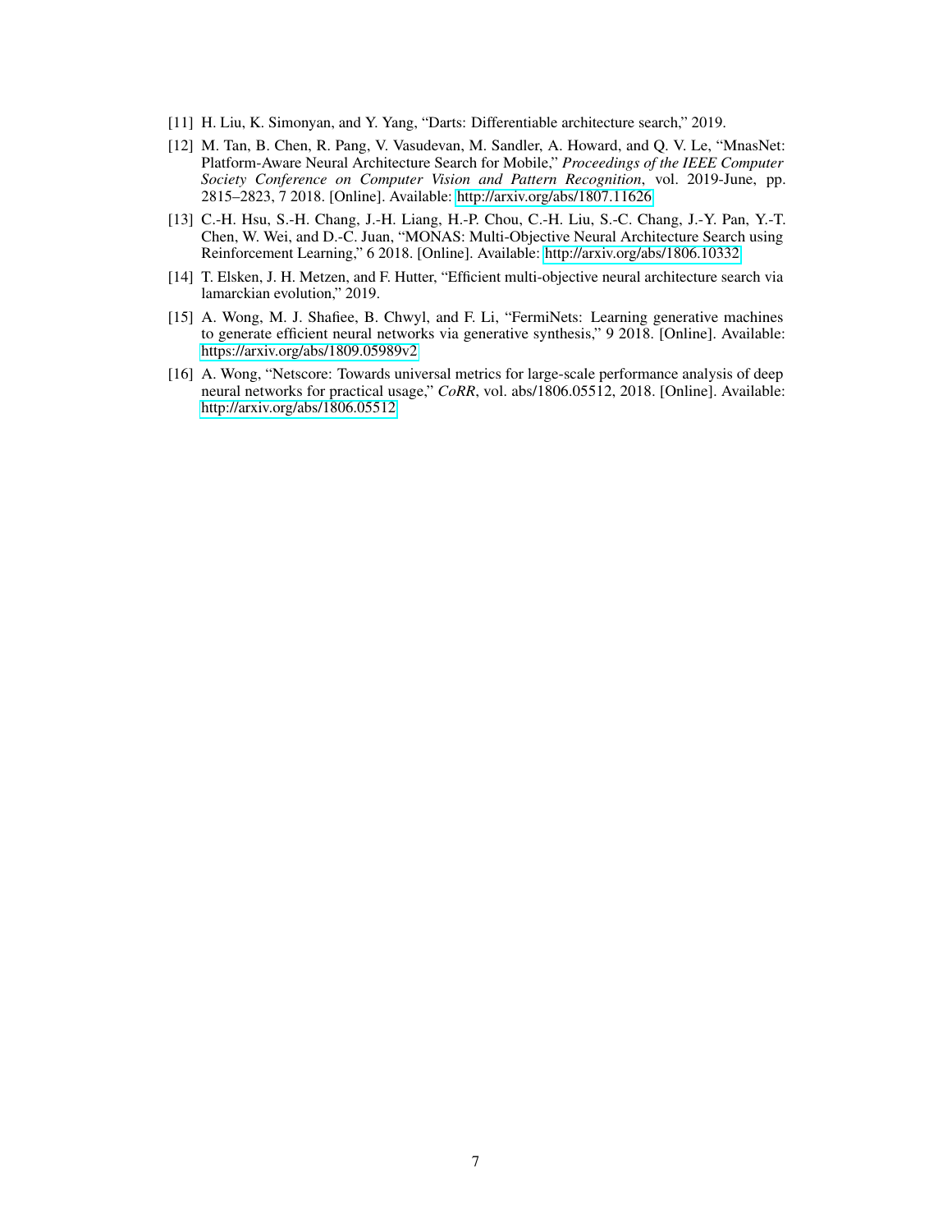[11] H. Liu, K. Simonyan, and Y. Yang, “Darts: Differentiable architecture search,” 2019.

[12] M. Tan, B. Chen, R. Pang, V. Vasudevan, M. Sandler, A. Howard, and Q. V. Le, “MnasNet: Platform-Aware Neural Architecture Search for Mobile,” *Proceedings of the IEEE Computer Society Conference on Computer Vision and Pattern Recognition*, vol. 2019-June, pp. 2815–2823, 7 2018. [Online]. Available: http://arxiv.org/abs/1807.11626

[13] C.-H. Hsu, S.-H. Chang, J.-H. Liang, H.-P. Chou, C.-H. Liu, S.-C. Chang, J.-Y. Pan, Y.-T. Chen, W. Wei, and D.-C. Juan, “MONAS: Multi-Objective Neural Architecture Search using Reinforcement Learning,” 6 2018. [Online]. Available: http://arxiv.org/abs/1806.10332

[14] T. Elsken, J. H. Metzen, and F. Hutter, “Efficient multi-objective neural architecture search via lamarckian evolution,” 2019.

[15] A. Wong, M. J. Shafiee, B. Chwyl, and F. Li, “FermiNets: Learning generative machines to generate efficient neural networks via generative synthesis,” 9 2018. [Online]. Available: https://arxiv.org/abs/1809.05989v2

[16] A. Wong, “Netscore: Towards universal metrics for large-scale performance analysis of deep neural networks for practical usage,” *CoRR*, vol. abs/1806.05512, 2018. [Online]. Available: http://arxiv.org/abs/1806.05512